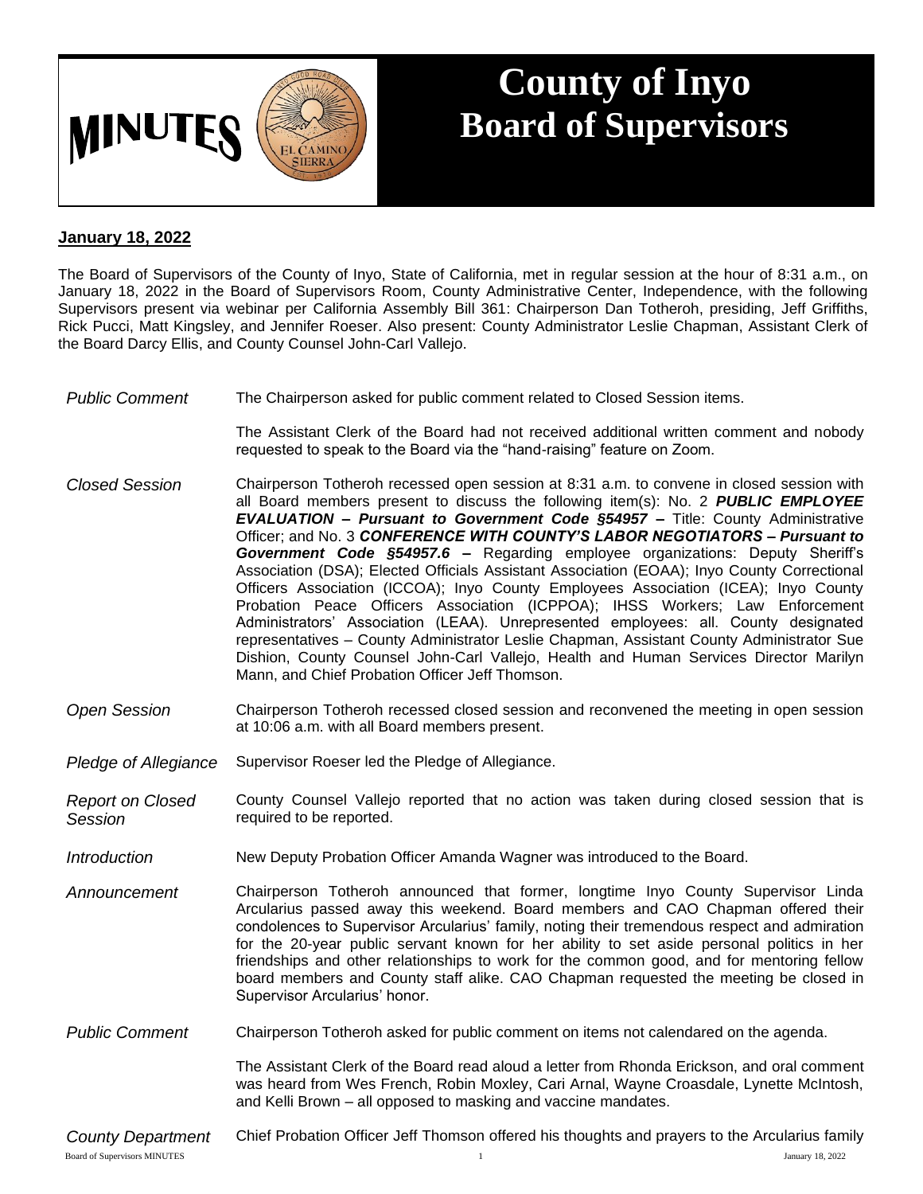# MINUTES

# County of Inyo Board of Supervisors

**January 18, 2022**

The Board of Supervisors of the County of Inyo, State of California, met in regular session at the hour of 8:31 a.m., on January 18, 2022 in the Board of Supervisors Room, County Administrative Center, Independence, with the following Supervisors present via webinar per California Assembly Bill 361: Chairperson Dan Totheroh, presiding, Jeff Griffiths, Rick Pucci, Matt Kingsley, and Jennifer Roeser. Also present: County Administrator Leslie Chapman, Assistant Clerk of the Board Darcy Ellis, and County Counsel John-Carl Vallejo.

*Public Comment*

The Chairperson asked for public comment related to Closed Session items.

The Assistant Clerk of the Board had not received additional written comment and nobody requested to speak to the Board via the "hand-raising" feature on Zoom.

*Closed Session*

Chairperson Totheroh recessed open session at 8:31 a.m. to convene in closed session with all Board members present to discuss the following item(s): No. 2 ***PUBLIC EMPLOYEE EVALUATION – Pursuant to Government Code §54957 –*** Title: County Administrative Officer; and No. 3 ***CONFERENCE WITH COUNTY'S LABOR NEGOTIATORS – Pursuant to Government Code §54957.6 –*** Regarding employee organizations: Deputy Sheriff's Association (DSA); Elected Officials Assistant Association (EOAA); Inyo County Correctional Officers Association (ICCOA); Inyo County Employees Association (ICEA); Inyo County Probation Peace Officers Association (ICPPOA); IHSS Workers; Law Enforcement Administrators' Association (LEAA). Unrepresented employees: all. County designated representatives – County Administrator Leslie Chapman, Assistant County Administrator Sue Dishion, County Counsel John-Carl Vallejo, Health and Human Services Director Marilyn Mann, and Chief Probation Officer Jeff Thomson.

*Open Session*

Chairperson Totheroh recessed closed session and reconvened the meeting in open session at 10:06 a.m. with all Board members present.

*Pledge of Allegiance*

Supervisor Roeser led the Pledge of Allegiance.

*Report on Closed Session*

County Counsel Vallejo reported that no action was taken during closed session that is required to be reported.

*Introduction*

New Deputy Probation Officer Amanda Wagner was introduced to the Board.

*Announcement*

Chairperson Totheroh announced that former, longtime Inyo County Supervisor Linda Arcularius passed away this weekend. Board members and CAO Chapman offered their condolences to Supervisor Arcularius' family, noting their tremendous respect and admiration for the 20-year public servant known for her ability to set aside personal politics in her friendships and other relationships to work for the common good, and for mentoring fellow board members and County staff alike. CAO Chapman requested the meeting be closed in Supervisor Arcularius' honor.

*Public Comment*

Chairperson Totheroh asked for public comment on items not calendared on the agenda.

The Assistant Clerk of the Board read aloud a letter from Rhonda Erickson, and oral comment was heard from Wes French, Robin Moxley, Cari Arnal, Wayne Croasdale, Lynette McIntosh, and Kelli Brown – all opposed to masking and vaccine mandates.

*County Department*

Chief Probation Officer Jeff Thomson offered his thoughts and prayers to the Arcularius family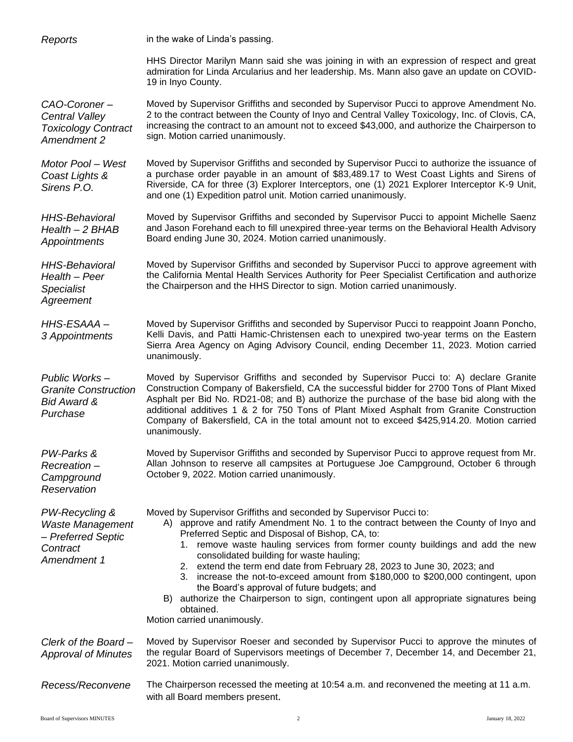*Reports*

in the wake of Linda's passing.

HHS Director Marilyn Mann said she was joining in with an expression of respect and great admiration for Linda Arcularius and her leadership. Ms. Mann also gave an update on COVID-19 in Inyo County.

*CAO-Coroner – Central Valley Toxicology Contract Amendment 2*

Moved by Supervisor Griffiths and seconded by Supervisor Pucci to approve Amendment No. 2 to the contract between the County of Inyo and Central Valley Toxicology, Inc. of Clovis, CA, increasing the contract to an amount not to exceed $43,000, and authorize the Chairperson to sign. Motion carried unanimously.

*Motor Pool – West Coast Lights & Sirens P.O.*

Moved by Supervisor Griffiths and seconded by Supervisor Pucci to authorize the issuance of a purchase order payable in an amount of $83,489.17 to West Coast Lights and Sirens of Riverside, CA for three (3) Explorer Interceptors, one (1) 2021 Explorer Interceptor K-9 Unit, and one (1) Expedition patrol unit. Motion carried unanimously.

*HHS-Behavioral Health – 2 BHAB Appointments*

Moved by Supervisor Griffiths and seconded by Supervisor Pucci to appoint Michelle Saenz and Jason Forehand each to fill unexpired three-year terms on the Behavioral Health Advisory Board ending June 30, 2024. Motion carried unanimously.

*HHS-Behavioral Health – Peer Specialist Agreement*

Moved by Supervisor Griffiths and seconded by Supervisor Pucci to approve agreement with the California Mental Health Services Authority for Peer Specialist Certification and authorize the Chairperson and the HHS Director to sign. Motion carried unanimously.

*HHS-ESAAA – 3 Appointments*

Moved by Supervisor Griffiths and seconded by Supervisor Pucci to reappoint Joann Poncho, Kelli Davis, and Patti Hamic-Christensen each to unexpired two-year terms on the Eastern Sierra Area Agency on Aging Advisory Council, ending December 11, 2023. Motion carried unanimously.

*Public Works – Granite Construction Bid Award & Purchase*

Moved by Supervisor Griffiths and seconded by Supervisor Pucci to: A) declare Granite Construction Company of Bakersfield, CA the successful bidder for 2700 Tons of Plant Mixed Asphalt per Bid No. RD21-08; and B) authorize the purchase of the base bid along with the additional additives 1 & 2 for 750 Tons of Plant Mixed Asphalt from Granite Construction Company of Bakersfield, CA in the total amount not to exceed $425,914.20. Motion carried unanimously.

*PW-Parks & Recreation – Campground Reservation*

Moved by Supervisor Griffiths and seconded by Supervisor Pucci to approve request from Mr. Allan Johnson to reserve all campsites at Portuguese Joe Campground, October 6 through October 9, 2022. Motion carried unanimously.

*PW-Recycling & Waste Management – Preferred Septic Contract Amendment 1*

Moved by Supervisor Griffiths and seconded by Supervisor Pucci to:

A) approve and ratify Amendment No. 1 to the contract between the County of Inyo and Preferred Septic and Disposal of Bishop, CA, to:
   1. remove waste hauling services from former county buildings and add the new consolidated building for waste hauling;
   2. extend the term end date from February 28, 2023 to June 30, 2023; and
   3. increase the not-to-exceed amount from $180,000 to $200,000 contingent, upon the Board's approval of future budgets; and

B) authorize the Chairperson to sign, contingent upon all appropriate signatures being obtained.

Motion carried unanimously.

*Clerk of the Board – Approval of Minutes*

Moved by Supervisor Roeser and seconded by Supervisor Pucci to approve the minutes of the regular Board of Supervisors meetings of December 7, December 14, and December 21, 2021. Motion carried unanimously.

*Recess/Reconvene*

The Chairperson recessed the meeting at 10:54 a.m. and reconvened the meeting at 11 a.m. with all Board members present.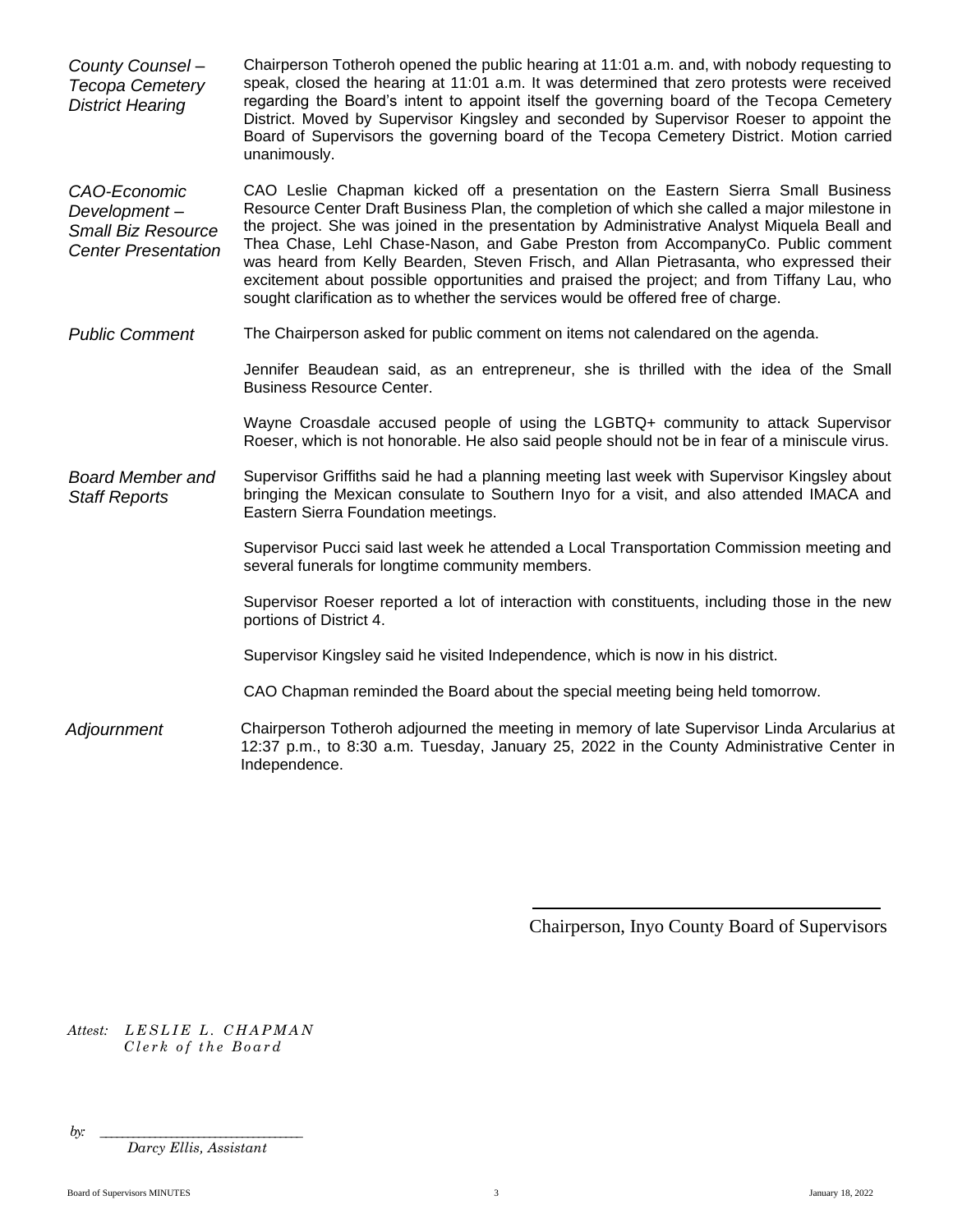*County Counsel – Tecopa Cemetery District Hearing*

Chairperson Totheroh opened the public hearing at 11:01 a.m. and, with nobody requesting to speak, closed the hearing at 11:01 a.m. It was determined that zero protests were received regarding the Board's intent to appoint itself the governing board of the Tecopa Cemetery District. Moved by Supervisor Kingsley and seconded by Supervisor Roeser to appoint the Board of Supervisors the governing board of the Tecopa Cemetery District. Motion carried unanimously.

*CAO-Economic Development – Small Biz Resource Center Presentation*

CAO Leslie Chapman kicked off a presentation on the Eastern Sierra Small Business Resource Center Draft Business Plan, the completion of which she called a major milestone in the project. She was joined in the presentation by Administrative Analyst Miquela Beall and Thea Chase, Lehl Chase-Nason, and Gabe Preston from AccompanyCo. Public comment was heard from Kelly Bearden, Steven Frisch, and Allan Pietrasanta, who expressed their excitement about possible opportunities and praised the project; and from Tiffany Lau, who sought clarification as to whether the services would be offered free of charge.

*Public Comment*

The Chairperson asked for public comment on items not calendared on the agenda.

Jennifer Beaudean said, as an entrepreneur, she is thrilled with the idea of the Small Business Resource Center.

Wayne Croasdale accused people of using the LGBTQ+ community to attack Supervisor Roeser, which is not honorable. He also said people should not be in fear of a miniscule virus.

*Board Member and Staff Reports*

Supervisor Griffiths said he had a planning meeting last week with Supervisor Kingsley about bringing the Mexican consulate to Southern Inyo for a visit, and also attended IMACA and Eastern Sierra Foundation meetings.

Supervisor Pucci said last week he attended a Local Transportation Commission meeting and several funerals for longtime community members.

Supervisor Roeser reported a lot of interaction with constituents, including those in the new portions of District 4.

Supervisor Kingsley said he visited Independence, which is now in his district.

CAO Chapman reminded the Board about the special meeting being held tomorrow.

*Adjournment*

Chairperson Totheroh adjourned the meeting in memory of late Supervisor Linda Arcularius at 12:37 p.m., to 8:30 a.m. Tuesday, January 25, 2022 in the County Administrative Center in Independence.

\_\_\_\_\_\_\_\_\_\_\_\_\_\_\_\_\_\_\_\_\_\_\_\_\_\_\_\_\_\_\_\_\_\_\_\_\_\_\_\_
Chairperson, Inyo County Board of Supervisors

*Attest: LESLIE L. CHAPMAN*
*Clerk of the Board*

*by:* \_\_\_\_\_\_\_\_\_\_\_\_\_\_\_\_\_\_\_\_\_\_\_\_\_\_\_\_\_\_\_\_
*Darcy Ellis, Assistant*